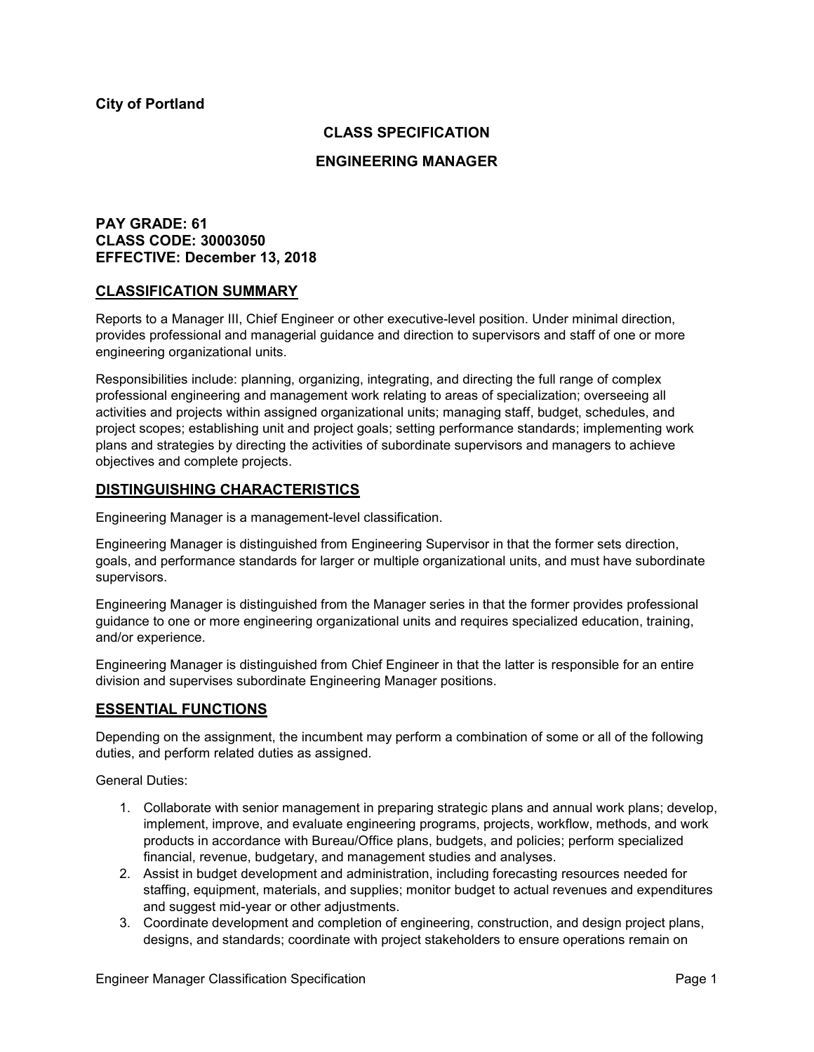**City of Portland**

## CLASS SPECIFICATION

## ENGINEERING MANAGER

**PAY GRADE: 61**
**CLASS CODE: 30003050**
**EFFECTIVE: December 13, 2018**

## CLASSIFICATION SUMMARY

Reports to a Manager III, Chief Engineer or other executive-level position. Under minimal direction, provides professional and managerial guidance and direction to supervisors and staff of one or more engineering organizational units.

Responsibilities include: planning, organizing, integrating, and directing the full range of complex professional engineering and management work relating to areas of specialization; overseeing all activities and projects within assigned organizational units; managing staff, budget, schedules, and project scopes; establishing unit and project goals; setting performance standards; implementing work plans and strategies by directing the activities of subordinate supervisors and managers to achieve objectives and complete projects.

## DISTINGUISHING CHARACTERISTICS

Engineering Manager is a management-level classification.

Engineering Manager is distinguished from Engineering Supervisor in that the former sets direction, goals, and performance standards for larger or multiple organizational units, and must have subordinate supervisors.

Engineering Manager is distinguished from the Manager series in that the former provides professional guidance to one or more engineering organizational units and requires specialized education, training, and/or experience.

Engineering Manager is distinguished from Chief Engineer in that the latter is responsible for an entire division and supervises subordinate Engineering Manager positions.

## ESSENTIAL FUNCTIONS

Depending on the assignment, the incumbent may perform a combination of some or all of the following duties, and perform related duties as assigned.

General Duties:

1. Collaborate with senior management in preparing strategic plans and annual work plans; develop, implement, improve, and evaluate engineering programs, projects, workflow, methods, and work products in accordance with Bureau/Office plans, budgets, and policies; perform specialized financial, revenue, budgetary, and management studies and analyses.
2. Assist in budget development and administration, including forecasting resources needed for staffing, equipment, materials, and supplies; monitor budget to actual revenues and expenditures and suggest mid-year or other adjustments.
3. Coordinate development and completion of engineering, construction, and design project plans, designs, and standards; coordinate with project stakeholders to ensure operations remain on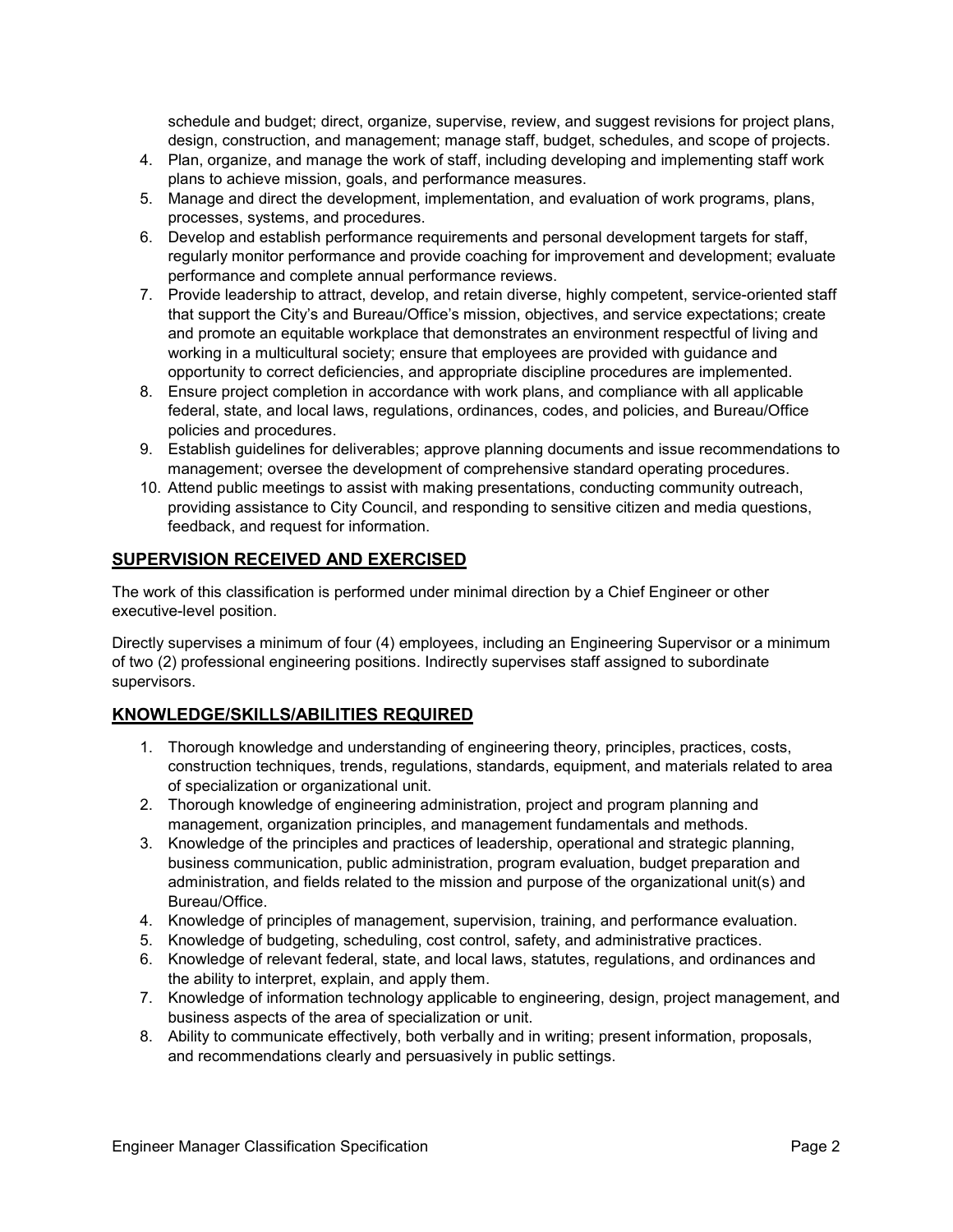schedule and budget; direct, organize, supervise, review, and suggest revisions for project plans, design, construction, and management; manage staff, budget, schedules, and scope of projects.

4. Plan, organize, and manage the work of staff, including developing and implementing staff work plans to achieve mission, goals, and performance measures.
5. Manage and direct the development, implementation, and evaluation of work programs, plans, processes, systems, and procedures.
6. Develop and establish performance requirements and personal development targets for staff, regularly monitor performance and provide coaching for improvement and development; evaluate performance and complete annual performance reviews.
7. Provide leadership to attract, develop, and retain diverse, highly competent, service-oriented staff that support the City's and Bureau/Office's mission, objectives, and service expectations; create and promote an equitable workplace that demonstrates an environment respectful of living and working in a multicultural society; ensure that employees are provided with guidance and opportunity to correct deficiencies, and appropriate discipline procedures are implemented.
8. Ensure project completion in accordance with work plans, and compliance with all applicable federal, state, and local laws, regulations, ordinances, codes, and policies, and Bureau/Office policies and procedures.
9. Establish guidelines for deliverables; approve planning documents and issue recommendations to management; oversee the development of comprehensive standard operating procedures.
10. Attend public meetings to assist with making presentations, conducting community outreach, providing assistance to City Council, and responding to sensitive citizen and media questions, feedback, and request for information.

## SUPERVISION RECEIVED AND EXERCISED

The work of this classification is performed under minimal direction by a Chief Engineer or other executive-level position.

Directly supervises a minimum of four (4) employees, including an Engineering Supervisor or a minimum of two (2) professional engineering positions. Indirectly supervises staff assigned to subordinate supervisors.

## KNOWLEDGE/SKILLS/ABILITIES REQUIRED

1. Thorough knowledge and understanding of engineering theory, principles, practices, costs, construction techniques, trends, regulations, standards, equipment, and materials related to area of specialization or organizational unit.
2. Thorough knowledge of engineering administration, project and program planning and management, organization principles, and management fundamentals and methods.
3. Knowledge of the principles and practices of leadership, operational and strategic planning, business communication, public administration, program evaluation, budget preparation and administration, and fields related to the mission and purpose of the organizational unit(s) and Bureau/Office.
4. Knowledge of principles of management, supervision, training, and performance evaluation.
5. Knowledge of budgeting, scheduling, cost control, safety, and administrative practices.
6. Knowledge of relevant federal, state, and local laws, statutes, regulations, and ordinances and the ability to interpret, explain, and apply them.
7. Knowledge of information technology applicable to engineering, design, project management, and business aspects of the area of specialization or unit.
8. Ability to communicate effectively, both verbally and in writing; present information, proposals, and recommendations clearly and persuasively in public settings.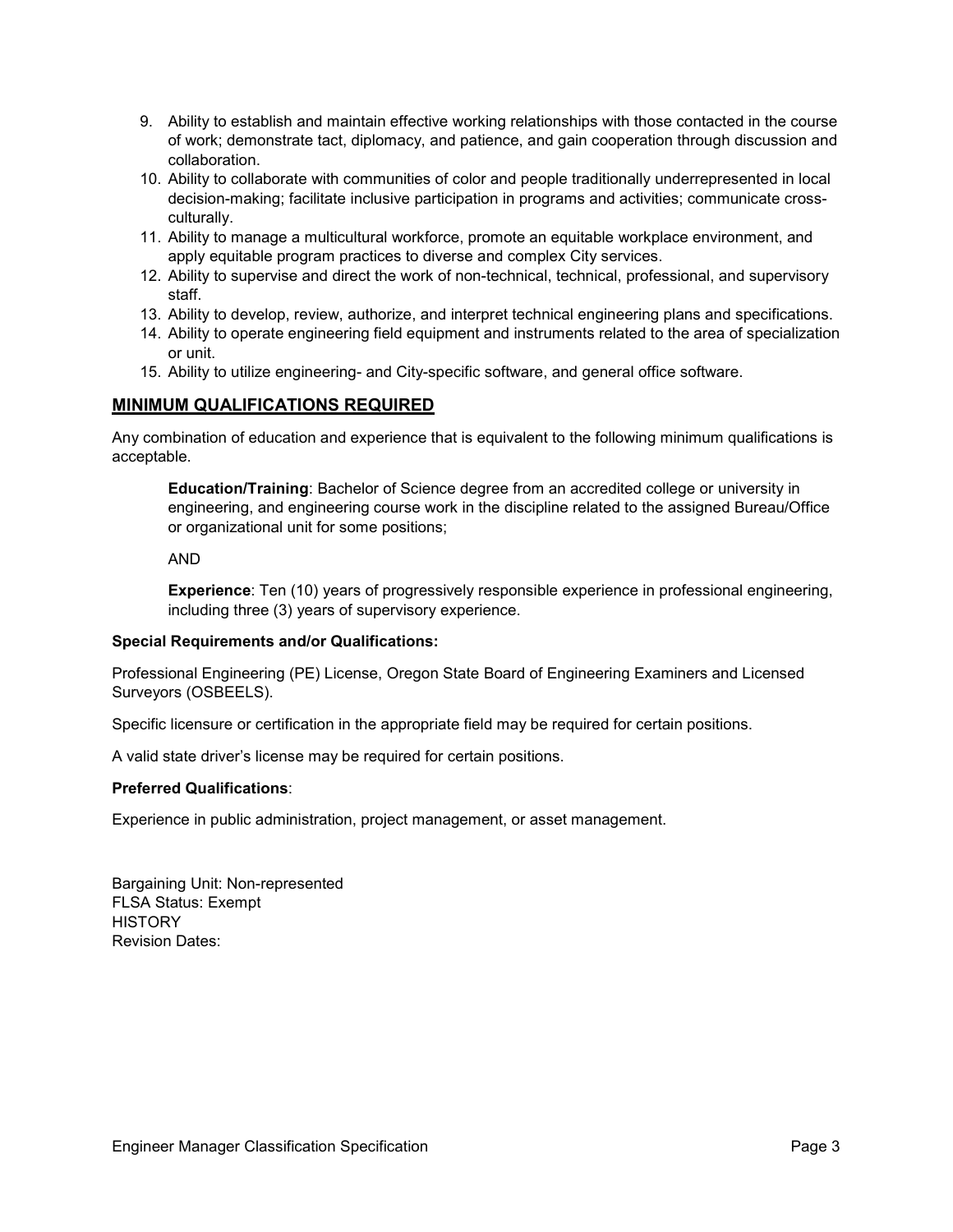9. Ability to establish and maintain effective working relationships with those contacted in the course of work; demonstrate tact, diplomacy, and patience, and gain cooperation through discussion and collaboration.
10. Ability to collaborate with communities of color and people traditionally underrepresented in local decision-making; facilitate inclusive participation in programs and activities; communicate cross-culturally.
11. Ability to manage a multicultural workforce, promote an equitable workplace environment, and apply equitable program practices to diverse and complex City services.
12. Ability to supervise and direct the work of non-technical, technical, professional, and supervisory staff.
13. Ability to develop, review, authorize, and interpret technical engineering plans and specifications.
14. Ability to operate engineering field equipment and instruments related to the area of specialization or unit.
15. Ability to utilize engineering- and City-specific software, and general office software.

## MINIMUM QUALIFICATIONS REQUIRED

Any combination of education and experience that is equivalent to the following minimum qualifications is acceptable.

> **Education/Training**: Bachelor of Science degree from an accredited college or university in engineering, and engineering course work in the discipline related to the assigned Bureau/Office or organizational unit for some positions;
>
> AND
>
> **Experience**: Ten (10) years of progressively responsible experience in professional engineering, including three (3) years of supervisory experience.

**Special Requirements and/or Qualifications:**

Professional Engineering (PE) License, Oregon State Board of Engineering Examiners and Licensed Surveyors (OSBEELS).

Specific licensure or certification in the appropriate field may be required for certain positions.

A valid state driver's license may be required for certain positions.

**Preferred Qualifications**:

Experience in public administration, project management, or asset management.

Bargaining Unit: Non-represented
FLSA Status: Exempt
HISTORY
Revision Dates: